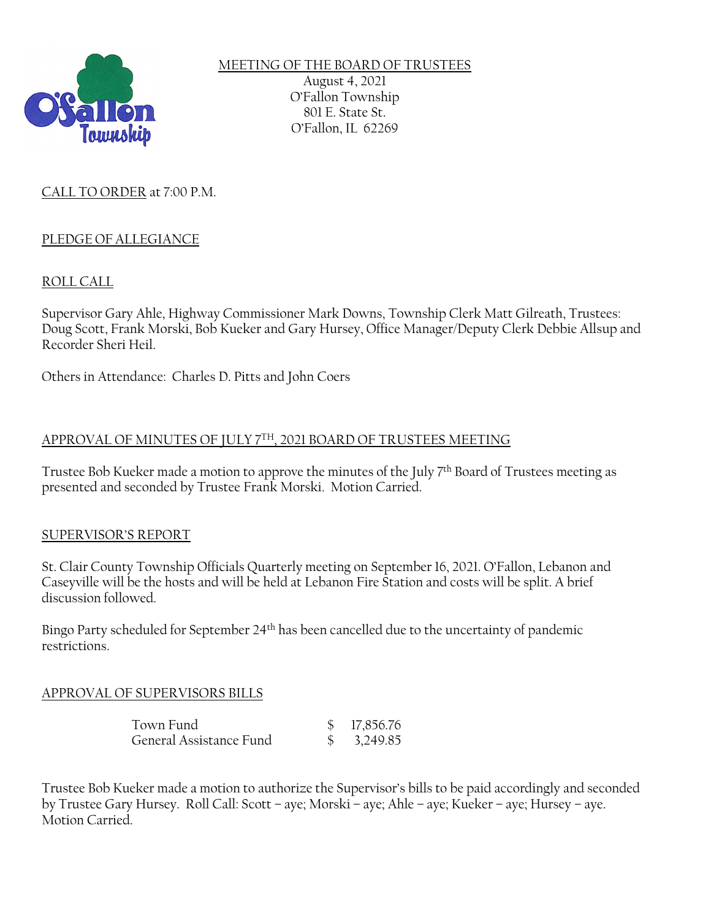# MEETING OF THE BOARD OF TRUSTEES

August 4, 2021
O'Fallon Township
801 E. State St.
O'Fallon, IL 62269

## CALL TO ORDER at 7:00 P.M.

## PLEDGE OF ALLEGIANCE

## ROLL CALL

Supervisor Gary Ahle, Highway Commissioner Mark Downs, Township Clerk Matt Gilreath, Trustees: Doug Scott, Frank Morski, Bob Kueker and Gary Hursey, Office Manager/Deputy Clerk Debbie Allsup and Recorder Sheri Heil.

Others in Attendance: Charles D. Pitts and John Coers

## APPROVAL OF MINUTES OF JULY 7TH, 2021 BOARD OF TRUSTEES MEETING

Trustee Bob Kueker made a motion to approve the minutes of the July 7th Board of Trustees meeting as presented and seconded by Trustee Frank Morski. Motion Carried.

## SUPERVISOR'S REPORT

St. Clair County Township Officials Quarterly meeting on September 16, 2021. O'Fallon, Lebanon and Caseyville will be the hosts and will be held at Lebanon Fire Station and costs will be split. A brief discussion followed.

Bingo Party scheduled for September 24th has been cancelled due to the uncertainty of pandemic restrictions.

## APPROVAL OF SUPERVISORS BILLS

| | |
|---|---|
| Town Fund | $ 17,856.76 |
| General Assistance Fund | $ 3,249.85 |

Trustee Bob Kueker made a motion to authorize the Supervisor's bills to be paid accordingly and seconded by Trustee Gary Hursey. Roll Call: Scott – aye; Morski – aye; Ahle – aye; Kueker – aye; Hursey – aye. Motion Carried.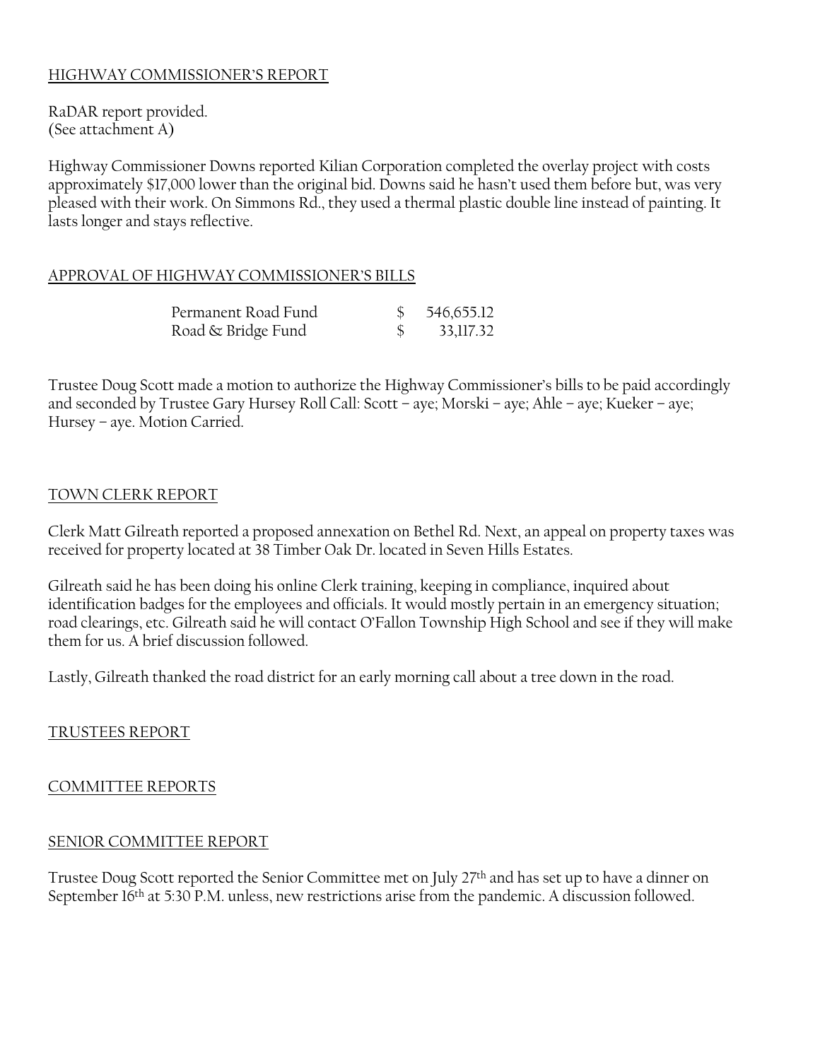## HIGHWAY COMMISSIONER'S REPORT

RaDAR report provided.
(See attachment A)

Highway Commissioner Downs reported Kilian Corporation completed the overlay project with costs approximately $17,000 lower than the original bid. Downs said he hasn't used them before but, was very pleased with their work. On Simmons Rd., they used a thermal plastic double line instead of painting. It lasts longer and stays reflective.

## APPROVAL OF HIGHWAY COMMISSIONER'S BILLS

| | | |
|---|---|---|
| Permanent Road Fund | $ | 546,655.12 |
| Road & Bridge Fund | $ | 33,117.32 |

Trustee Doug Scott made a motion to authorize the Highway Commissioner's bills to be paid accordingly and seconded by Trustee Gary Hursey Roll Call: Scott – aye; Morski – aye; Ahle – aye; Kueker – aye; Hursey – aye. Motion Carried.

## TOWN CLERK REPORT

Clerk Matt Gilreath reported a proposed annexation on Bethel Rd. Next, an appeal on property taxes was received for property located at 38 Timber Oak Dr. located in Seven Hills Estates.

Gilreath said he has been doing his online Clerk training, keeping in compliance, inquired about identification badges for the employees and officials. It would mostly pertain in an emergency situation; road clearings, etc. Gilreath said he will contact O'Fallon Township High School and see if they will make them for us. A brief discussion followed.

Lastly, Gilreath thanked the road district for an early morning call about a tree down in the road.

## TRUSTEES REPORT

## COMMITTEE REPORTS

## SENIOR COMMITTEE REPORT

Trustee Doug Scott reported the Senior Committee met on July 27th and has set up to have a dinner on September 16th at 5:30 P.M. unless, new restrictions arise from the pandemic. A discussion followed.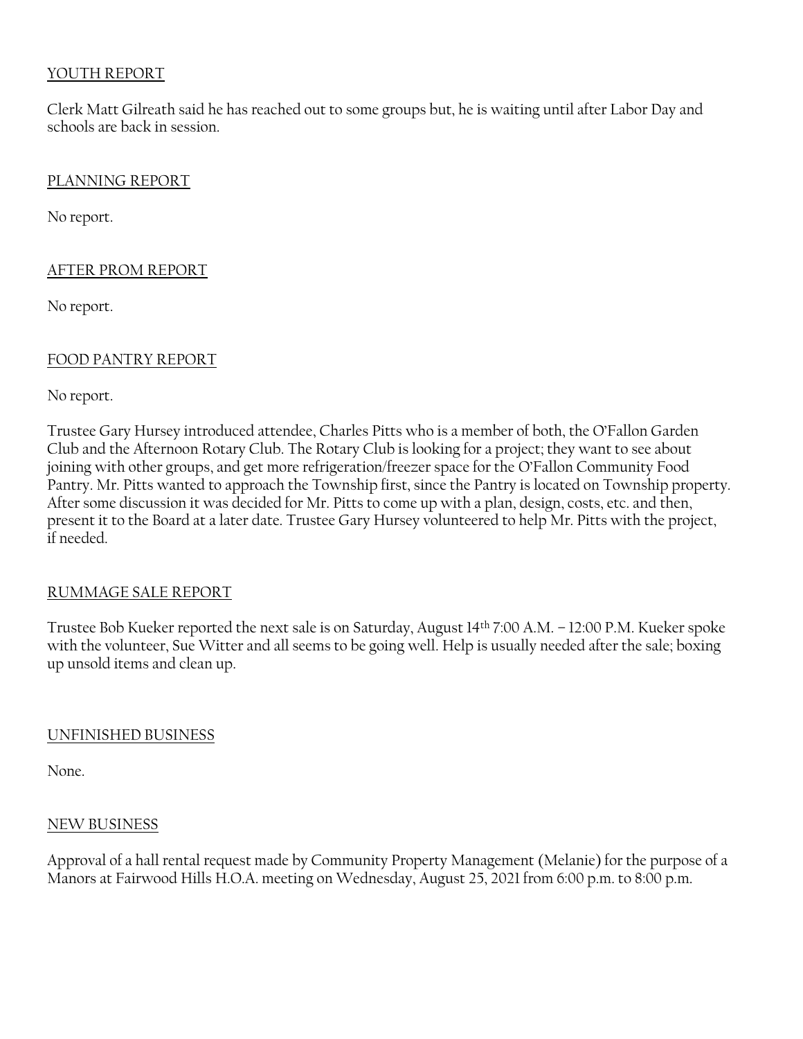## YOUTH REPORT

Clerk Matt Gilreath said he has reached out to some groups but, he is waiting until after Labor Day and schools are back in session.

## PLANNING REPORT

No report.

## AFTER PROM REPORT

No report.

## FOOD PANTRY REPORT

No report.

Trustee Gary Hursey introduced attendee, Charles Pitts who is a member of both, the O'Fallon Garden Club and the Afternoon Rotary Club. The Rotary Club is looking for a project; they want to see about joining with other groups, and get more refrigeration/freezer space for the O'Fallon Community Food Pantry. Mr. Pitts wanted to approach the Township first, since the Pantry is located on Township property. After some discussion it was decided for Mr. Pitts to come up with a plan, design, costs, etc. and then, present it to the Board at a later date. Trustee Gary Hursey volunteered to help Mr. Pitts with the project, if needed.

## RUMMAGE SALE REPORT

Trustee Bob Kueker reported the next sale is on Saturday, August 14th 7:00 A.M. – 12:00 P.M. Kueker spoke with the volunteer, Sue Witter and all seems to be going well. Help is usually needed after the sale; boxing up unsold items and clean up.

## UNFINISHED BUSINESS

None.

## NEW BUSINESS

Approval of a hall rental request made by Community Property Management (Melanie) for the purpose of a Manors at Fairwood Hills H.O.A. meeting on Wednesday, August 25, 2021 from 6:00 p.m. to 8:00 p.m.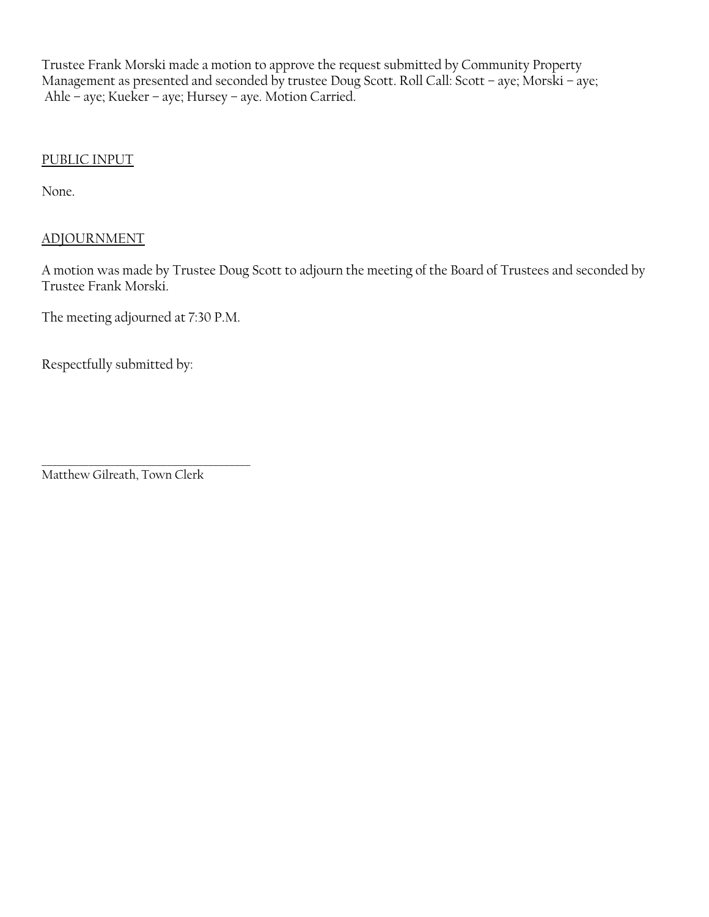Trustee Frank Morski made a motion to approve the request submitted by Community Property Management as presented and seconded by trustee Doug Scott. Roll Call: Scott – aye; Morski – aye; Ahle – aye; Kueker – aye; Hursey – aye. Motion Carried.

<u>PUBLIC INPUT</u>

None.

<u>ADJOURNMENT</u>

A motion was made by Trustee Doug Scott to adjourn the meeting of the Board of Trustees and seconded by Trustee Frank Morski.

The meeting adjourned at 7:30 P.M.

Respectfully submitted by:

\_\_\_\_\_\_\_\_\_\_\_\_\_\_\_\_\_\_\_\_\_\_\_\_\_\_\_\_\_\_\_\_\_\_\_\_
Matthew Gilreath, Town Clerk